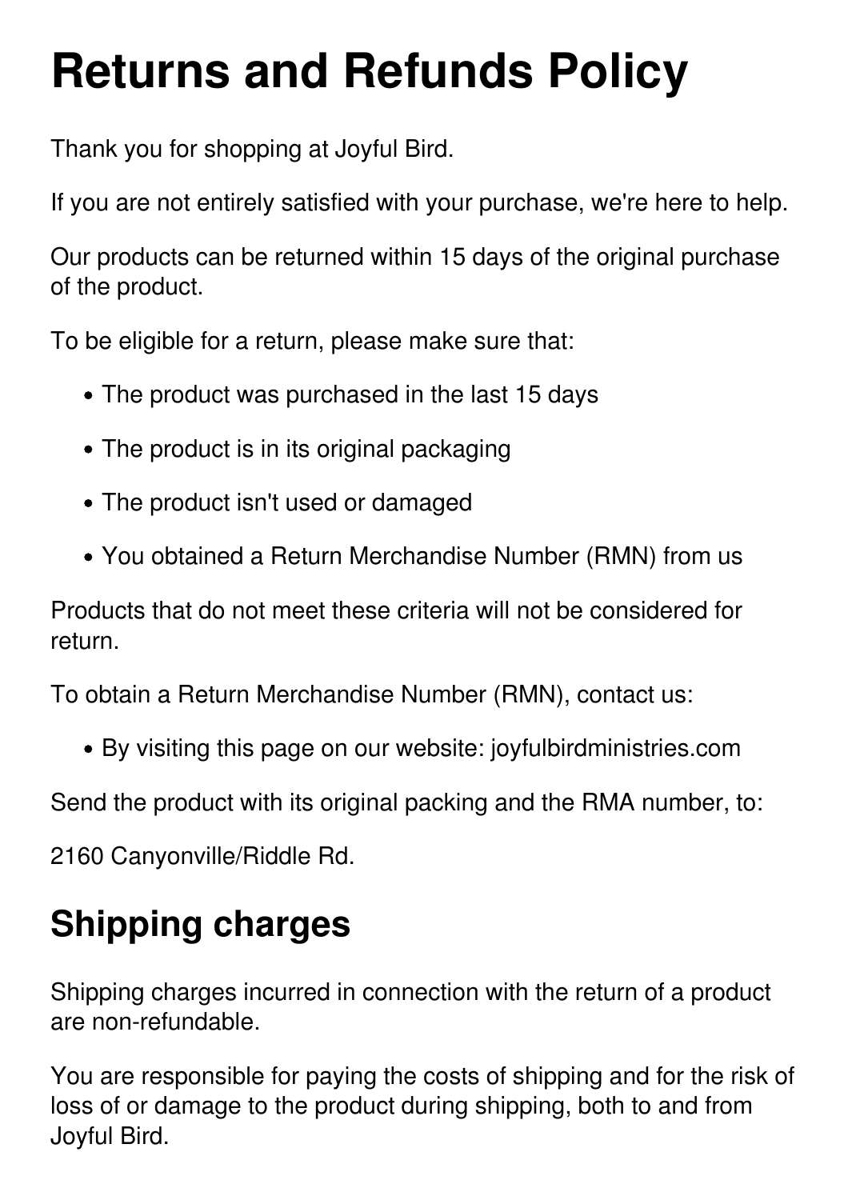# Returns and Refunds Policy

Thank you for shopping at Joyful Bird.

If you are not entirely satisfied with your purchase, we're here to help.

Our products can be returned within 15 days of the original purchase of the product.

To be eligible for a return, please make sure that:

- The product was purchased in the last 15 days
- The product is in its original packaging
- The product isn't used or damaged
- You obtained a Return Merchandise Number (RMN) from us

Products that do not meet these criteria will not be considered for return.

To obtain a Return Merchandise Number (RMN), contact us:

- By visiting this page on our website: joyfulbirdministries.com

Send the product with its original packing and the RMA number, to:

2160 Canyonville/Riddle Rd.

## Shipping charges

Shipping charges incurred in connection with the return of a product are non-refundable.

You are responsible for paying the costs of shipping and for the risk of loss of or damage to the product during shipping, both to and from Joyful Bird.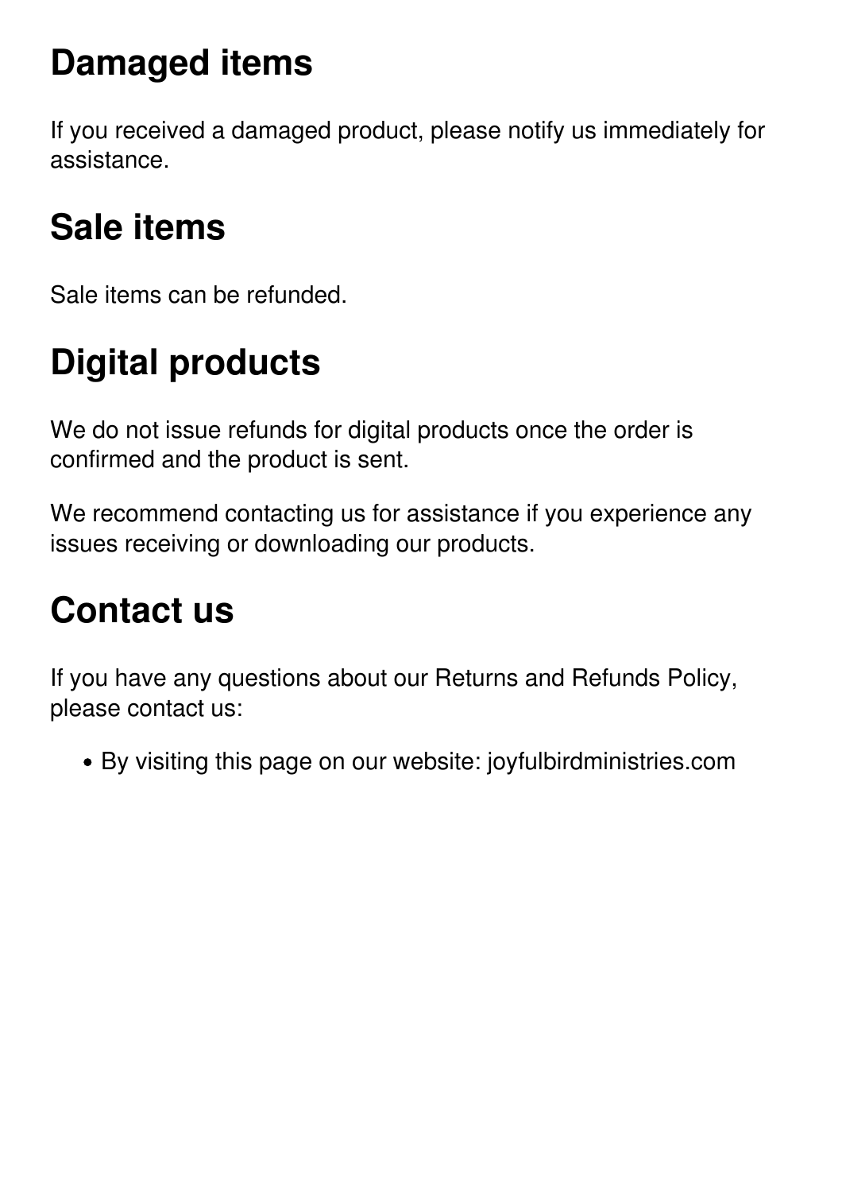## Damaged items

If you received a damaged product, please notify us immediately for assistance.

## Sale items

Sale items can be refunded.

## Digital products

We do not issue refunds for digital products once the order is confirmed and the product is sent.

We recommend contacting us for assistance if you experience any issues receiving or downloading our products.

## Contact us

If you have any questions about our Returns and Refunds Policy, please contact us:

- By visiting this page on our website: joyfulbirdministries.com